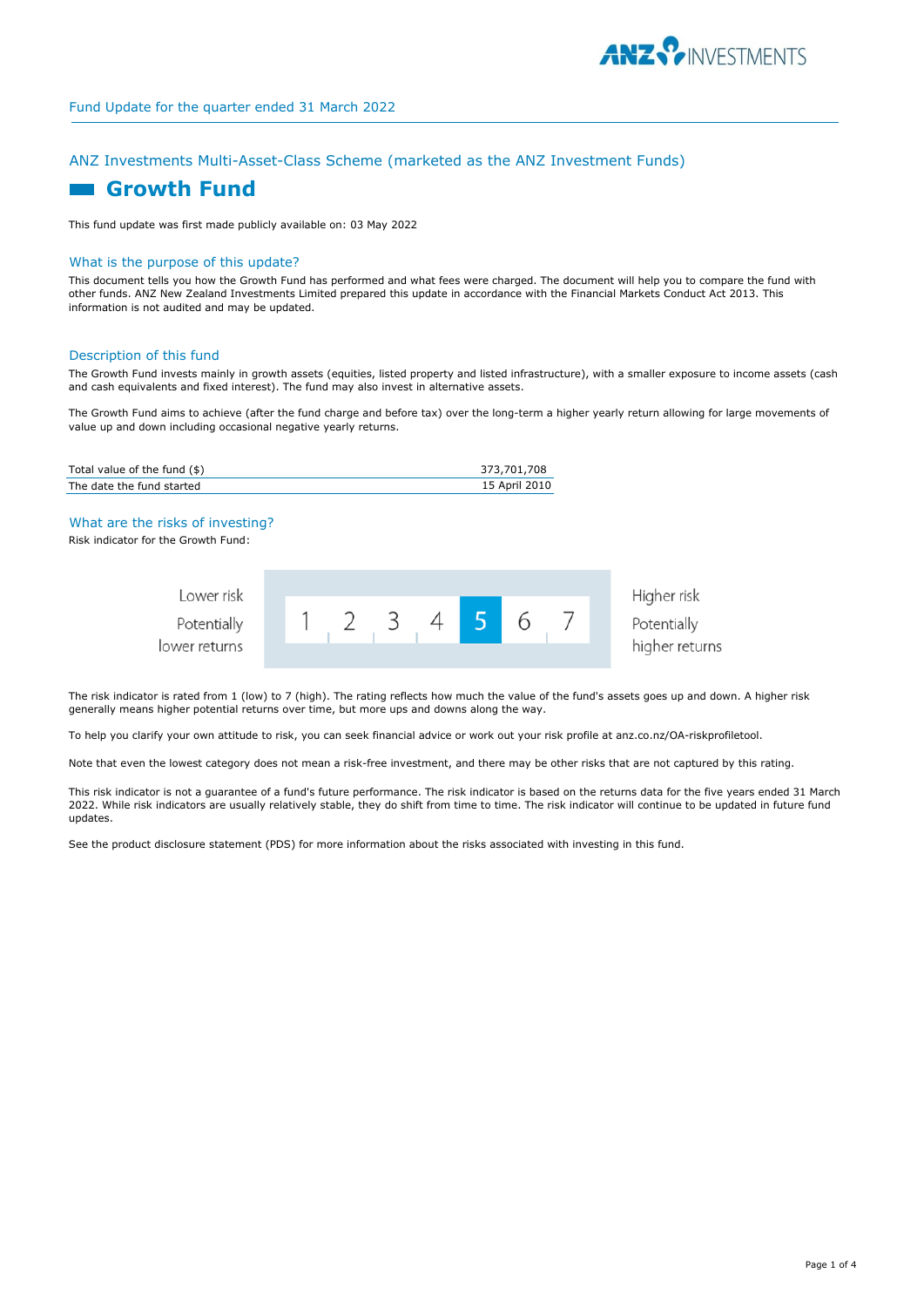Fund Update for the quarter ended 31 March 2022

## ANZ Investments Multi-Asset-Class Scheme (marketed as the ANZ Investment Funds)

# Growth Fund

This fund update was first made publicly available on: 03 May 2022

### What is the purpose of this update?

This document tells you how the Growth Fund has performed and what fees were charged. The document will help you to compare the fund with other funds. ANZ New Zealand Investments Limited prepared this update in accordance with the Financial Markets Conduct Act 2013. This information is not audited and may be updated.

### Description of this fund

The Growth Fund invests mainly in growth assets (equities, listed property and listed infrastructure), with a smaller exposure to income assets (cash and cash equivalents and fixed interest). The fund may also invest in alternative assets.

The Growth Fund aims to achieve (after the fund charge and before tax) over the long-term a higher yearly return allowing for large movements of value up and down including occasional negative yearly returns.

| | |
|---|---|
| Total value of the fund ($) | 373,701,708 |
| The date the fund started | 15 April 2010 |

### What are the risks of investing?

Risk indicator for the Growth Fund:

| Lower risk / Potentially lower returns | 1 | 2 | 3 | 4 | **5** | 6 | 7 | Higher risk / Potentially higher returns |
|---|---|---|---|---|---|---|---|---|

The risk indicator is rated from 1 (low) to 7 (high). The rating reflects how much the value of the fund's assets goes up and down. A higher risk generally means higher potential returns over time, but more ups and downs along the way.

To help you clarify your own attitude to risk, you can seek financial advice or work out your risk profile at anz.co.nz/OA-riskprofiletool.

Note that even the lowest category does not mean a risk-free investment, and there may be other risks that are not captured by this rating.

This risk indicator is not a guarantee of a fund's future performance. The risk indicator is based on the returns data for the five years ended 31 March 2022. While risk indicators are usually relatively stable, they do shift from time to time. The risk indicator will continue to be updated in future fund updates.

See the product disclosure statement (PDS) for more information about the risks associated with investing in this fund.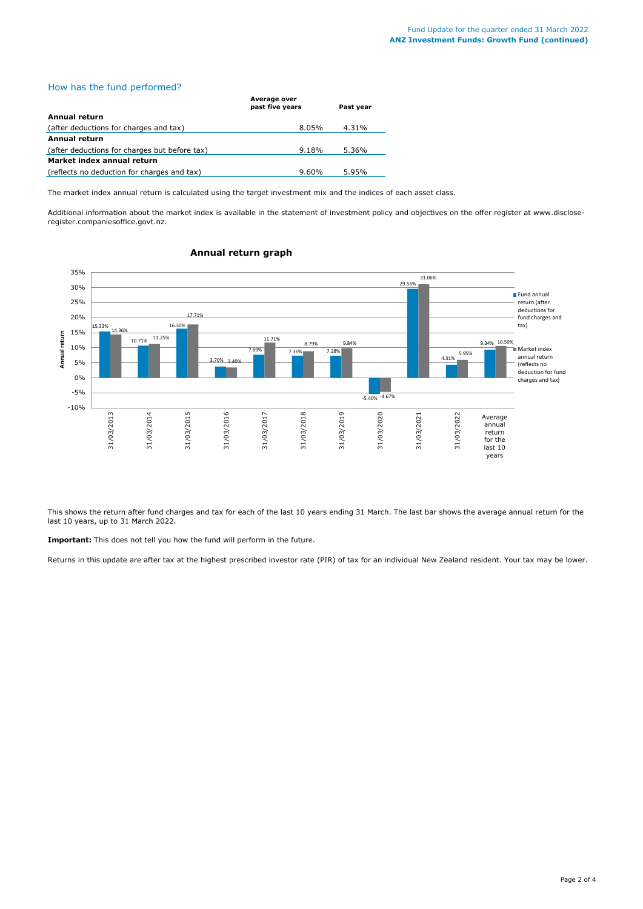## How has the fund performed?

| | Average over past five years | Past year |
|---|---|---|
| **Annual return** | | |
| (after deductions for charges and tax) | 8.05% | 4.31% |
| **Annual return** | | |
| (after deductions for charges but before tax) | 9.18% | 5.36% |
| **Market index annual return** | | |
| (reflects no deduction for charges and tax) | 9.60% | 5.95% |

The market index annual return is calculated using the target investment mix and the indices of each asset class.

Additional information about the market index is available in the statement of investment policy and objectives on the offer register at www.disclose-register.companiesoffice.govt.nz.

### Annual return graph

| | Fund annual return (after deductions for fund charges and tax) | Market index annual return (reflects no deduction for fund charges and tax) |
|---|---|---|
| 31/03/2013 | 15.33% | 14.36% |
| 31/03/2014 | 10.71% | 11.25% |
| 31/03/2015 | 16.30% | 17.71% |
| 31/03/2016 | 3.70% | 3.40% |
| 31/03/2017 | 7.69% | 11.71% |
| 31/03/2018 | 7.36% | 8.79% |
| 31/03/2019 | 7.28% | 9.84% |
| 31/03/2020 | -5.40% | -4.67% |
| 31/03/2021 | 29.56% | 31.06% |
| 31/03/2022 | 4.31% | 5.95% |
| Average annual return for the last 10 years | 9.34% | 10.59% |

This shows the return after fund charges and tax for each of the last 10 years ending 31 March. The last bar shows the average annual return for the last 10 years, up to 31 March 2022.

**Important:** This does not tell you how the fund will perform in the future.

Returns in this update are after tax at the highest prescribed investor rate (PIR) of tax for an individual New Zealand resident. Your tax may be lower.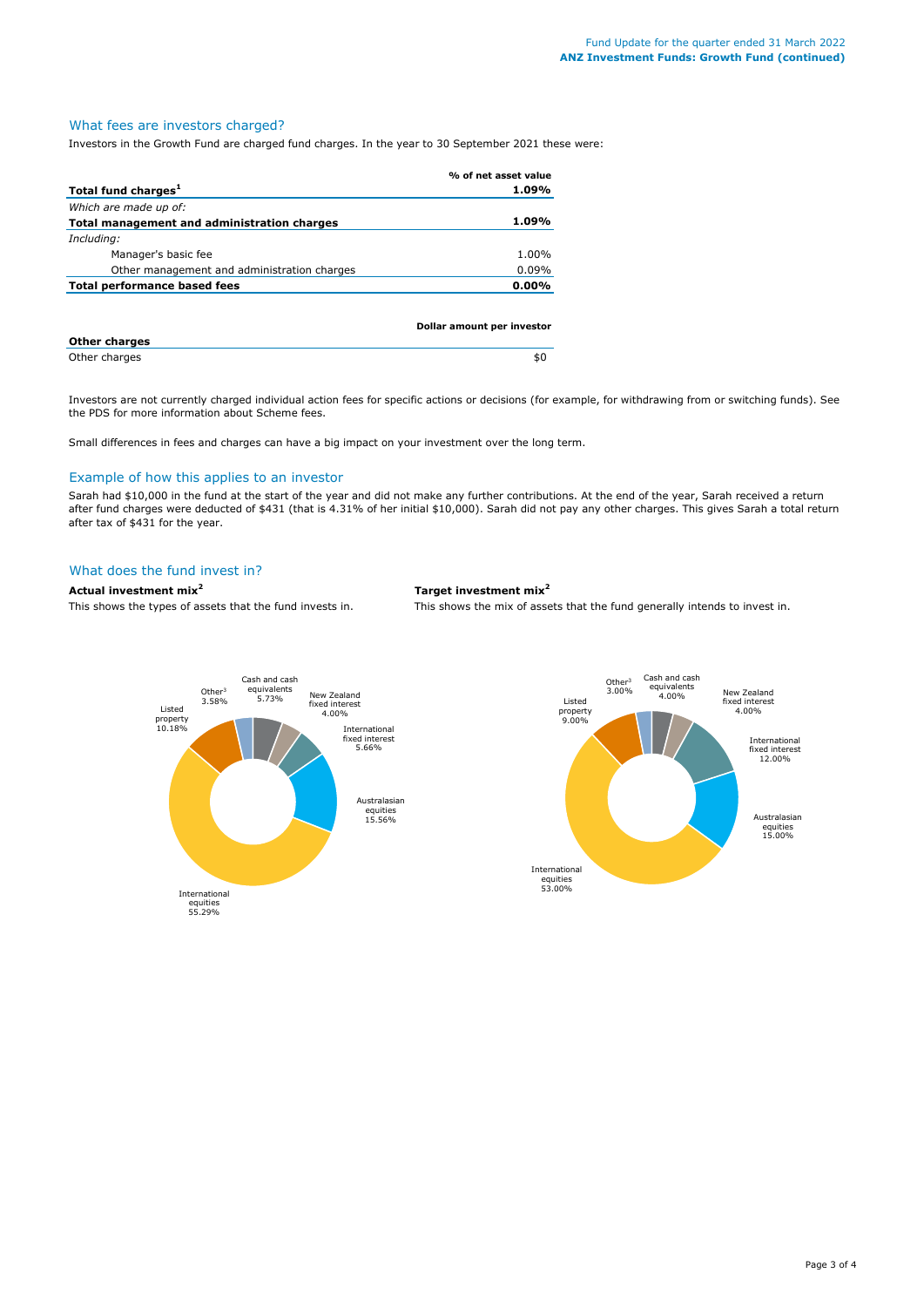## What fees are investors charged?

Investors in the Growth Fund are charged fund charges. In the year to 30 September 2021 these were:

| | % of net asset value |
|---|---|
| **Total fund charges[1]** | **1.09%** |
| *Which are made up of:* | |
| **Total management and administration charges** | **1.09%** |
| *Including:* | |
| Manager's basic fee | 1.00% |
| Other management and administration charges | 0.09% |
| **Total performance based fees** | **0.00%** |

| | Dollar amount per investor |
|---|---|
| **Other charges** | |
| Other charges | $0 |

Investors are not currently charged individual action fees for specific actions or decisions (for example, for withdrawing from or switching funds). See the PDS for more information about Scheme fees.

Small differences in fees and charges can have a big impact on your investment over the long term.

## Example of how this applies to an investor

Sarah had $10,000 in the fund at the start of the year and did not make any further contributions. At the end of the year, Sarah received a return after fund charges were deducted of $431 (that is 4.31% of her initial $10,000). Sarah did not pay any other charges. This gives Sarah a total return after tax of $431 for the year.

## What does the fund invest in?

**Actual investment mix[2]**

This shows the types of assets that the fund invests in.

| Asset | Actual |
|---|---|
| Cash and cash equivalents | 5.73% |
| New Zealand fixed interest | 4.00% |
| International fixed interest | 5.66% |
| Australasian equities | 15.56% |
| International equities | 55.29% |
| Listed property | 10.18% |
| Other[3] | 3.58% |

**Target investment mix[2]**

This shows the mix of assets that the fund generally intends to invest in.

| Asset | Target |
|---|---|
| Cash and cash equivalents | 4.00% |
| New Zealand fixed interest | 4.00% |
| International fixed interest | 12.00% |
| Australasian equities | 15.00% |
| International equities | 53.00% |
| Listed property | 9.00% |
| Other[3] | 3.00% |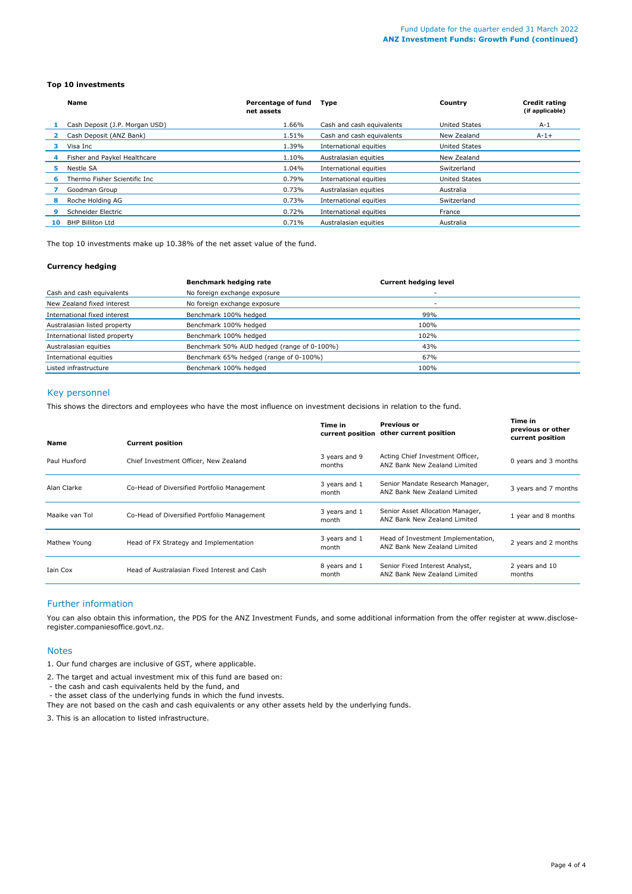### Top 10 investments

| | Name | Percentage of fund net assets | Type | Country | Credit rating (if applicable) |
|---|---|---|---|---|---|
| 1 | Cash Deposit (J.P. Morgan USD) | 1.66% | Cash and cash equivalents | United States | A-1 |
| 2 | Cash Deposit (ANZ Bank) | 1.51% | Cash and cash equivalents | New Zealand | A-1+ |
| 3 | Visa Inc | 1.39% | International equities | United States | |
| 4 | Fisher and Paykel Healthcare | 1.10% | Australasian equities | New Zealand | |
| 5 | Nestle SA | 1.04% | International equities | Switzerland | |
| 6 | Thermo Fisher Scientific Inc | 0.79% | International equities | United States | |
| 7 | Goodman Group | 0.73% | Australasian equities | Australia | |
| 8 | Roche Holding AG | 0.73% | International equities | Switzerland | |
| 9 | Schneider Electric | 0.72% | International equities | France | |
| 10 | BHP Billiton Ltd | 0.71% | Australasian equities | Australia | |

The top 10 investments make up 10.38% of the net asset value of the fund.

### Currency hedging

| | Benchmark hedging rate | Current hedging level |
|---|---|---|
| Cash and cash equivalents | No foreign exchange exposure | - |
| New Zealand fixed interest | No foreign exchange exposure | - |
| International fixed interest | Benchmark 100% hedged | 99% |
| Australasian listed property | Benchmark 100% hedged | 100% |
| International listed property | Benchmark 100% hedged | 102% |
| Australasian equities | Benchmark 50% AUD hedged (range of 0-100%) | 43% |
| International equities | Benchmark 65% hedged (range of 0-100%) | 67% |
| Listed infrastructure | Benchmark 100% hedged | 100% |

## Key personnel

This shows the directors and employees who have the most influence on investment decisions in relation to the fund.

| Name | Current position | Time in current position | Previous or other current position | Time in previous or other current position |
|---|---|---|---|---|
| Paul Huxford | Chief Investment Officer, New Zealand | 3 years and 9 months | Acting Chief Investment Officer, ANZ Bank New Zealand Limited | 0 years and 3 months |
| Alan Clarke | Co-Head of Diversified Portfolio Management | 3 years and 1 month | Senior Mandate Research Manager, ANZ Bank New Zealand Limited | 3 years and 7 months |
| Maaike van Tol | Co-Head of Diversified Portfolio Management | 3 years and 1 month | Senior Asset Allocation Manager, ANZ Bank New Zealand Limited | 1 year and 8 months |
| Mathew Young | Head of FX Strategy and Implementation | 3 years and 1 month | Head of Investment Implementation, ANZ Bank New Zealand Limited | 2 years and 2 months |
| Iain Cox | Head of Australasian Fixed Interest and Cash | 8 years and 1 month | Senior Fixed Interest Analyst, ANZ Bank New Zealand Limited | 2 years and 10 months |

## Further information

You can also obtain this information, the PDS for the ANZ Investment Funds, and some additional information from the offer register at www.disclose-register.companiesoffice.govt.nz.

## Notes

1. Our fund charges are inclusive of GST, where applicable.

2. The target and actual investment mix of this fund are based on:
 - the cash and cash equivalents held by the fund, and
 - the asset class of the underlying funds in which the fund invests.

They are not based on the cash and cash equivalents or any other assets held by the underlying funds.

3. This is an allocation to listed infrastructure.